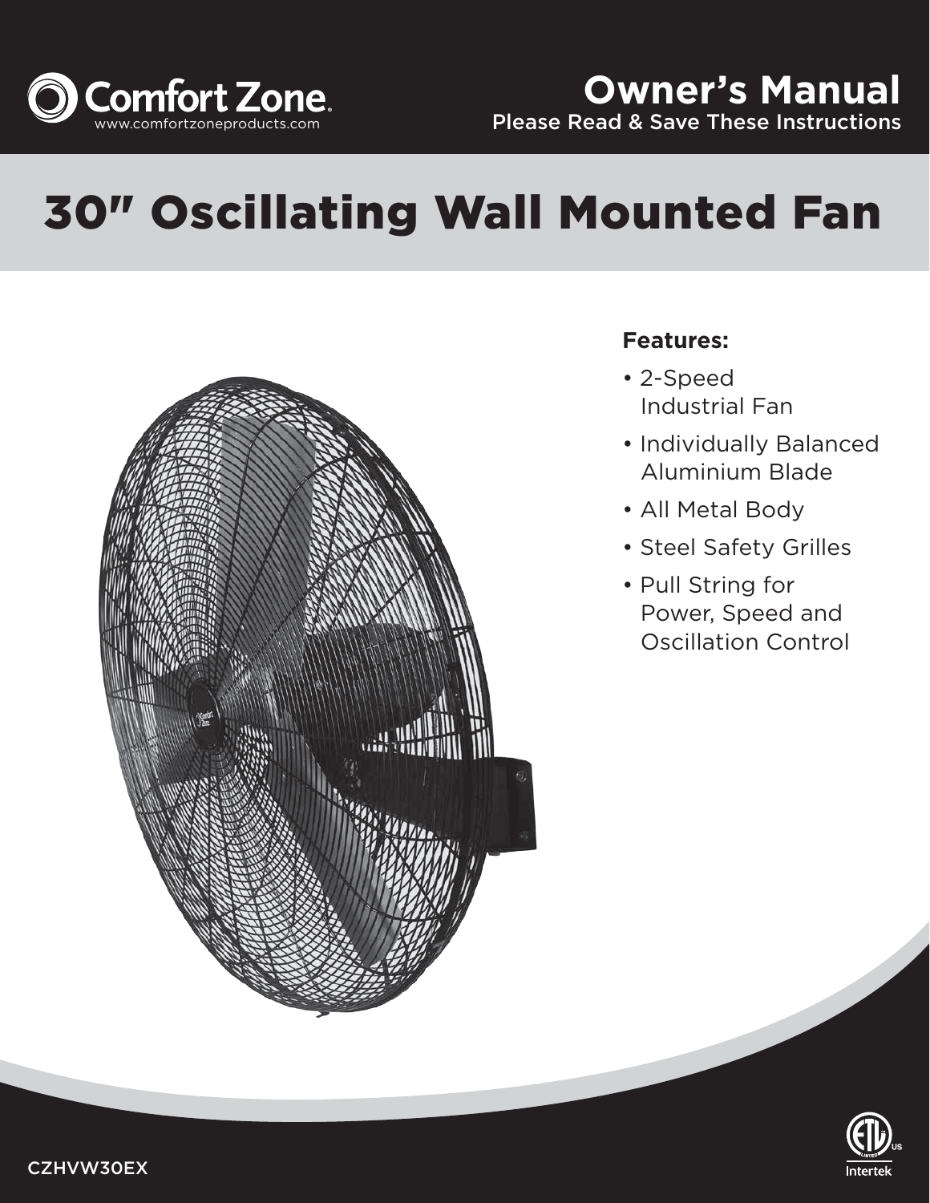Comfort Zone
www.comfortzoneproducts.com

# Owner's Manual

Please Read & Save These Instructions

# 30" Oscillating Wall Mounted Fan

**Features:**

- 2-Speed Industrial Fan
- Individually Balanced Aluminium Blade
- All Metal Body
- Steel Safety Grilles
- Pull String for Power, Speed and Oscillation Control

CZHVW30EX

Intertek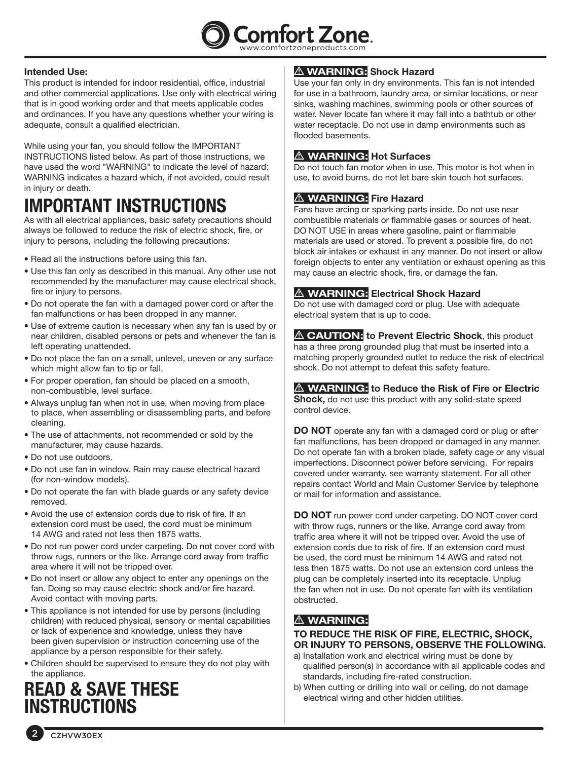**Intended Use:**
This product is intended for indoor residential, office, industrial and other commercial applications. Use only with electrical wiring that is in good working order and that meets applicable codes and ordinances. If you have any questions whether your wiring is adequate, consult a qualified electrician.

While using your fan, you should follow the IMPORTANT INSTRUCTIONS listed below. As part of those instructions, we have used the word "WARNING" to indicate the level of hazard: WARNING indicates a hazard which, if not avoided, could result in injury or death.

# IMPORTANT INSTRUCTIONS

As with all electrical appliances, basic safety precautions should always be followed to reduce the risk of electric shock, fire, or injury to persons, including the following precautions:

- Read all the instructions before using this fan.
- Use this fan only as described in this manual. Any other use not recommended by the manufacturer may cause electrical shock, fire or injury to persons.
- Do not operate the fan with a damaged power cord or after the fan malfunctions or has been dropped in any manner.
- Use of extreme caution is necessary when any fan is used by or near children, disabled persons or pets and whenever the fan is left operating unattended.
- Do not place the fan on a small, unlevel, uneven or any surface which might allow fan to tip or fall.
- For proper operation, fan should be placed on a smooth, non-combustible, level surface.
- Always unplug fan when not in use, when moving from place to place, when assembling or disassembling parts, and before cleaning.
- The use of attachments, not recommended or sold by the manufacturer, may cause hazards.
- Do not use outdoors.
- Do not use fan in window. Rain may cause electrical hazard (for non-window models).
- Do not operate the fan with blade guards or any safety device removed.
- Avoid the use of extension cords due to risk of fire. If an extension cord must be used, the cord must be minimum 14 AWG and rated not less then 1875 watts.
- Do not run power cord under carpeting. Do not cover cord with throw rugs, runners or the like. Arrange cord away from traffic area where it will not be tripped over.
- Do not insert or allow any object to enter any openings on the fan. Doing so may cause electric shock and/or fire hazard. Avoid contact with moving parts.
- This appliance is not intended for use by persons (including children) with reduced physical, sensory or mental capabilities or lack of experience and knowledge, unless they have been given supervision or instruction concerning use of the appliance by a person responsible for their safety.
- Children should be supervised to ensure they do not play with the appliance.

# READ & SAVE THESE INSTRUCTIONS

**⚠ WARNING: Shock Hazard**
Use your fan only in dry environments. This fan is not intended for use in a bathroom, laundry area, or similar locations, or near sinks, washing machines, swimming pools or other sources of water. Never locate fan where it may fall into a bathtub or other water receptacle. Do not use in damp environments such as flooded basements.

**⚠ WARNING: Hot Surfaces**
Do not touch fan motor when in use. This motor is hot when in use, to avoid burns, do not let bare skin touch hot surfaces.

**⚠ WARNING: Fire Hazard**
Fans have arcing or sparking parts inside. Do not use near combustible materials or flammable gases or sources of heat. DO NOT USE in areas where gasoline, paint or flammable materials are used or stored. To prevent a possible fire, do not block air intakes or exhaust in any manner. Do not insert or allow foreign objects to enter any ventilation or exhaust opening as this may cause an electric shock, fire, or damage the fan.

**⚠ WARNING: Electrical Shock Hazard**
Do not use with damaged cord or plug. Use with adequate electrical system that is up to code.

**⚠ CAUTION: to Prevent Electric Shock**, this product has a three prong grounded plug that must be inserted into a matching properly grounded outlet to reduce the risk of electrical shock. Do not attempt to defeat this safety feature.

**⚠ WARNING: to Reduce the Risk of Fire or Electric Shock,** do not use this product with any solid-state speed control device.

**DO NOT** operate any fan with a damaged cord or plug or after fan malfunctions, has been dropped or damaged in any manner. Do not operate fan with a broken blade, safety cage or any visual imperfections. Disconnect power before servicing. For repairs covered under warranty, see warranty statement. For all other repairs contact World and Main Customer Service by telephone or mail for information and assistance.

**DO NOT** run power cord under carpeting. DO NOT cover cord with throw rugs, runners or the like. Arrange cord away from traffic area where it will not be tripped over. Avoid the use of extension cords due to risk of fire. If an extension cord must be used, the cord must be minimum 14 AWG and rated not less then 1875 watts. Do not use an extension cord unless the plug can be completely inserted into its receptacle. Unplug the fan when not in use. Do not operate fan with its ventilation obstructed.

**⚠ WARNING:**

**TO REDUCE THE RISK OF FIRE, ELECTRIC, SHOCK, OR INJURY TO PERSONS, OBSERVE THE FOLLOWING.**

a) Installation work and electrical wiring must be done by qualified person(s) in accordance with all applicable codes and standards, including fire-rated construction.
b) When cutting or drilling into wall or ceiling, do not damage electrical wiring and other hidden utilities.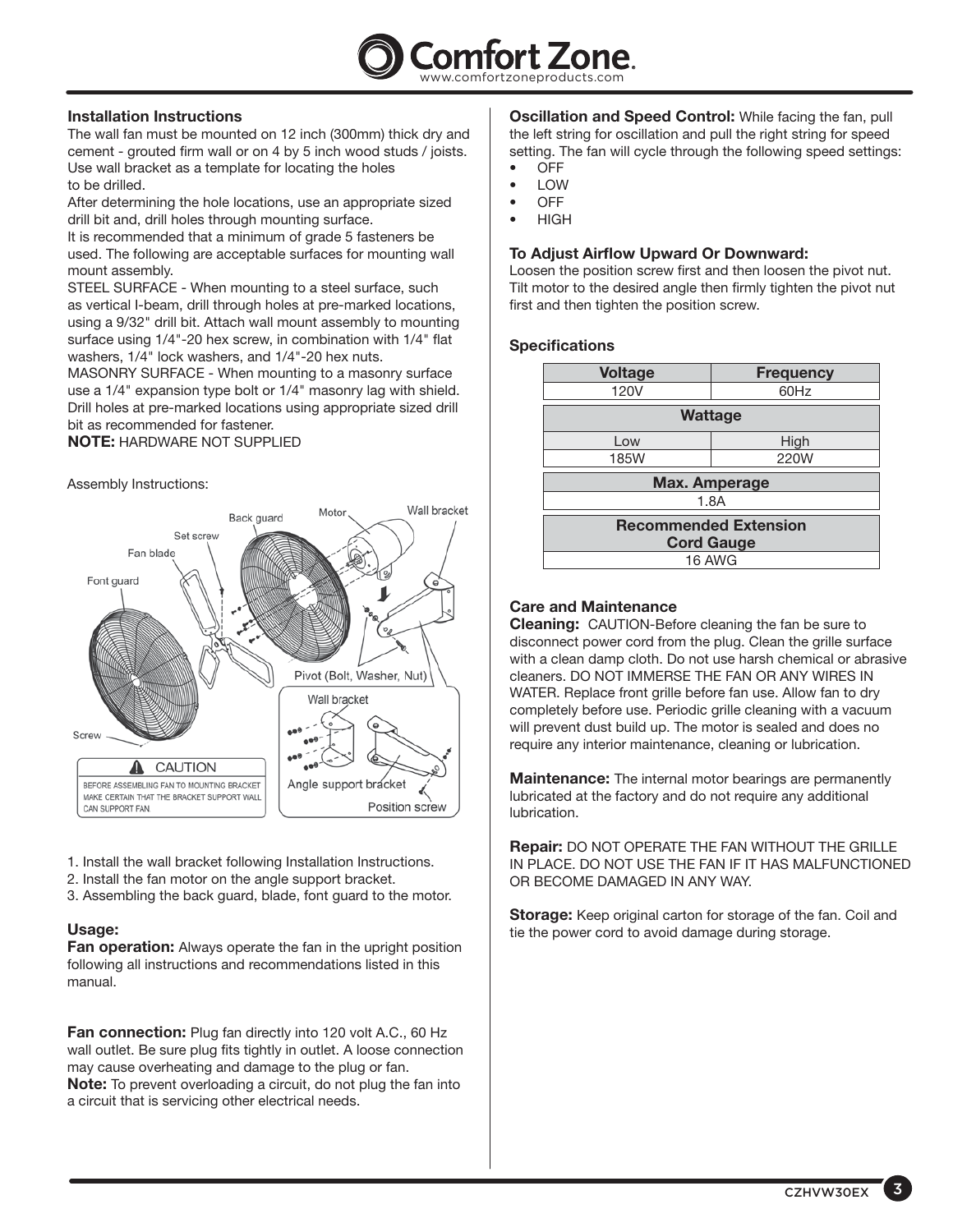## Installation Instructions

The wall fan must be mounted on 12 inch (300mm) thick dry and cement - grouted firm wall or on 4 by 5 inch wood studs / joists. Use wall bracket as a template for locating the holes to be drilled.

After determining the hole locations, use an appropriate sized drill bit and, drill holes through mounting surface.

It is recommended that a minimum of grade 5 fasteners be used. The following are acceptable surfaces for mounting wall mount assembly.

STEEL SURFACE - When mounting to a steel surface, such as vertical I-beam, drill through holes at pre-marked locations, using a 9/32" drill bit. Attach wall mount assembly to mounting surface using 1/4"-20 hex screw, in combination with 1/4" flat washers, 1/4" lock washers, and 1/4"-20 hex nuts.

MASONRY SURFACE - When mounting to a masonry surface use a 1/4" expansion type bolt or 1/4" masonry lag with shield. Drill holes at pre-marked locations using appropriate sized drill bit as recommended for fastener.

**NOTE:** HARDWARE NOT SUPPLIED

Assembly Instructions:

Back guard, Motor, Wall bracket, Set screw, Fan blade, Font guard, Pivot (Bolt, Washer, Nut), Wall bracket, Screw, Angle support bracket, Position screw

**CAUTION**
BEFORE ASSEMBLING FAN TO MOUNTING BRACKET MAKE CERTAIN THAT THE BRACKET SUPPORT WALL CAN SUPPORT FAN.

1. Install the wall bracket following Installation Instructions.
2. Install the fan motor on the angle support bracket.
3. Assembling the back guard, blade, font guard to the motor.

### Usage:

**Fan operation:** Always operate the fan in the upright position following all instructions and recommendations listed in this manual.

**Fan connection:** Plug fan directly into 120 volt A.C., 60 Hz wall outlet. Be sure plug fits tightly in outlet. A loose connection may cause overheating and damage to the plug or fan.

**Note:** To prevent overloading a circuit, do not plug the fan into a circuit that is servicing other electrical needs.

**Oscillation and Speed Control:** While facing the fan, pull the left string for oscillation and pull the right string for speed setting. The fan will cycle through the following speed settings:

- OFF
- LOW
- OFF
- HIGH

### To Adjust Airflow Upward Or Downward:

Loosen the position screw first and then loosen the pivot nut. Tilt motor to the desired angle then firmly tighten the pivot nut first and then tighten the position screw.

### Specifications

| Voltage | Frequency |
| --- | --- |
| 120V | 60Hz |
| **Wattage** | |
| Low | High |
| 185W | 220W |
| **Max. Amperage** | |
| 1.8A | |
| **Recommended Extension Cord Gauge** | |
| 16 AWG | |

### Care and Maintenance

**Cleaning:** CAUTION-Before cleaning the fan be sure to disconnect power cord from the plug. Clean the grille surface with a clean damp cloth. Do not use harsh chemical or abrasive cleaners. DO NOT IMMERSE THE FAN OR ANY WIRES IN WATER. Replace front grille before fan use. Allow fan to dry completely before use. Periodic grille cleaning with a vacuum will prevent dust build up. The motor is sealed and does no require any interior maintenance, cleaning or lubrication.

**Maintenance:** The internal motor bearings are permanently lubricated at the factory and do not require any additional lubrication.

**Repair:** DO NOT OPERATE THE FAN WITHOUT THE GRILLE IN PLACE. DO NOT USE THE FAN IF IT HAS MALFUNCTIONED OR BECOME DAMAGED IN ANY WAY.

**Storage:** Keep original carton for storage of the fan. Coil and tie the power cord to avoid damage during storage.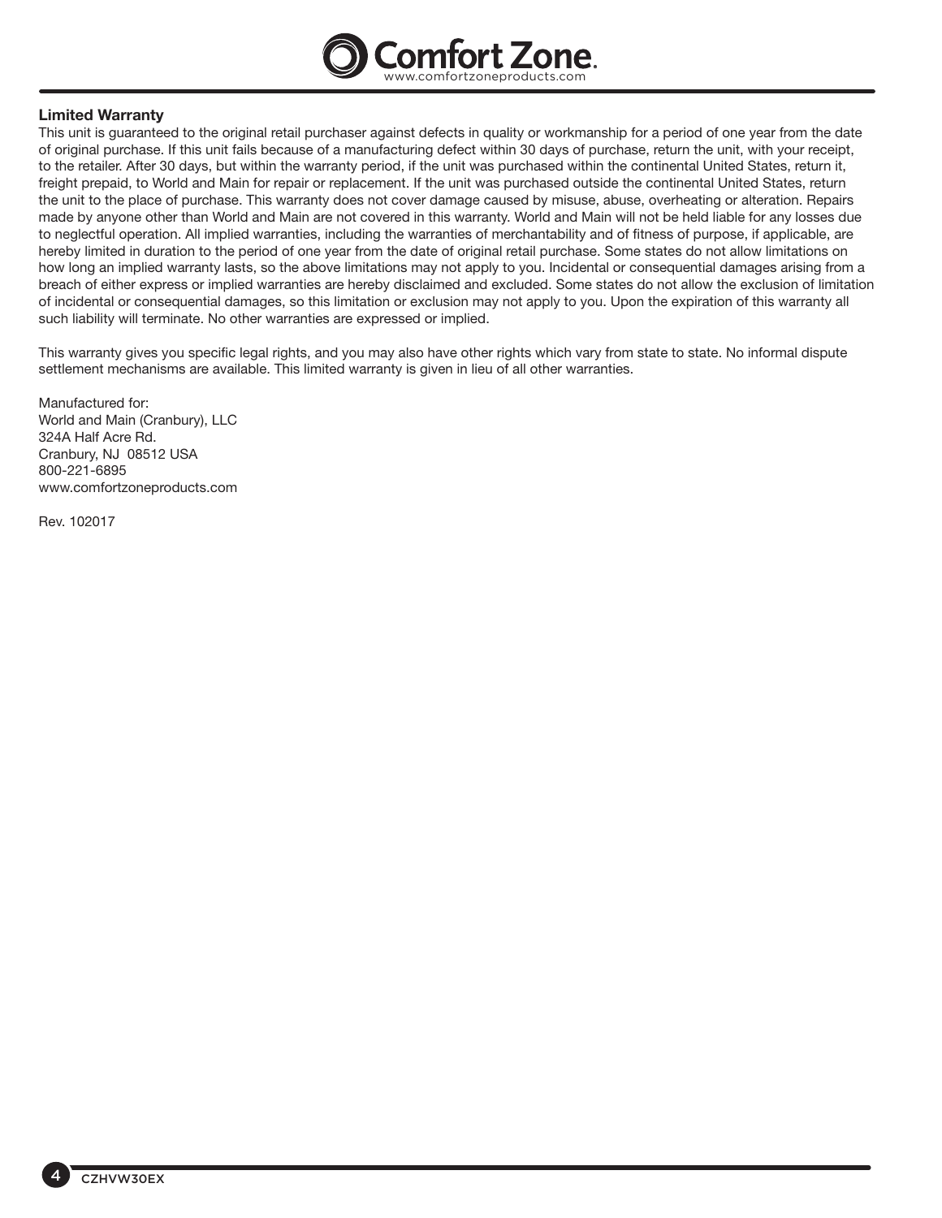**Limited Warranty**

This unit is guaranteed to the original retail purchaser against defects in quality or workmanship for a period of one year from the date of original purchase. If this unit fails because of a manufacturing defect within 30 days of purchase, return the unit, with your receipt, to the retailer. After 30 days, but within the warranty period, if the unit was purchased within the continental United States, return it, freight prepaid, to World and Main for repair or replacement. If the unit was purchased outside the continental United States, return the unit to the place of purchase. This warranty does not cover damage caused by misuse, abuse, overheating or alteration. Repairs made by anyone other than World and Main are not covered in this warranty. World and Main will not be held liable for any losses due to neglectful operation. All implied warranties, including the warranties of merchantability and of fitness of purpose, if applicable, are hereby limited in duration to the period of one year from the date of original retail purchase. Some states do not allow limitations on how long an implied warranty lasts, so the above limitations may not apply to you. Incidental or consequential damages arising from a breach of either express or implied warranties are hereby disclaimed and excluded. Some states do not allow the exclusion of limitation of incidental or consequential damages, so this limitation or exclusion may not apply to you. Upon the expiration of this warranty all such liability will terminate. No other warranties are expressed or implied.

This warranty gives you specific legal rights, and you may also have other rights which vary from state to state. No informal dispute settlement mechanisms are available. This limited warranty is given in lieu of all other warranties.

Manufactured for:
World and Main (Cranbury), LLC
324A Half Acre Rd.
Cranbury, NJ 08512 USA
800-221-6895
www.comfortzoneproducts.com

Rev. 102017